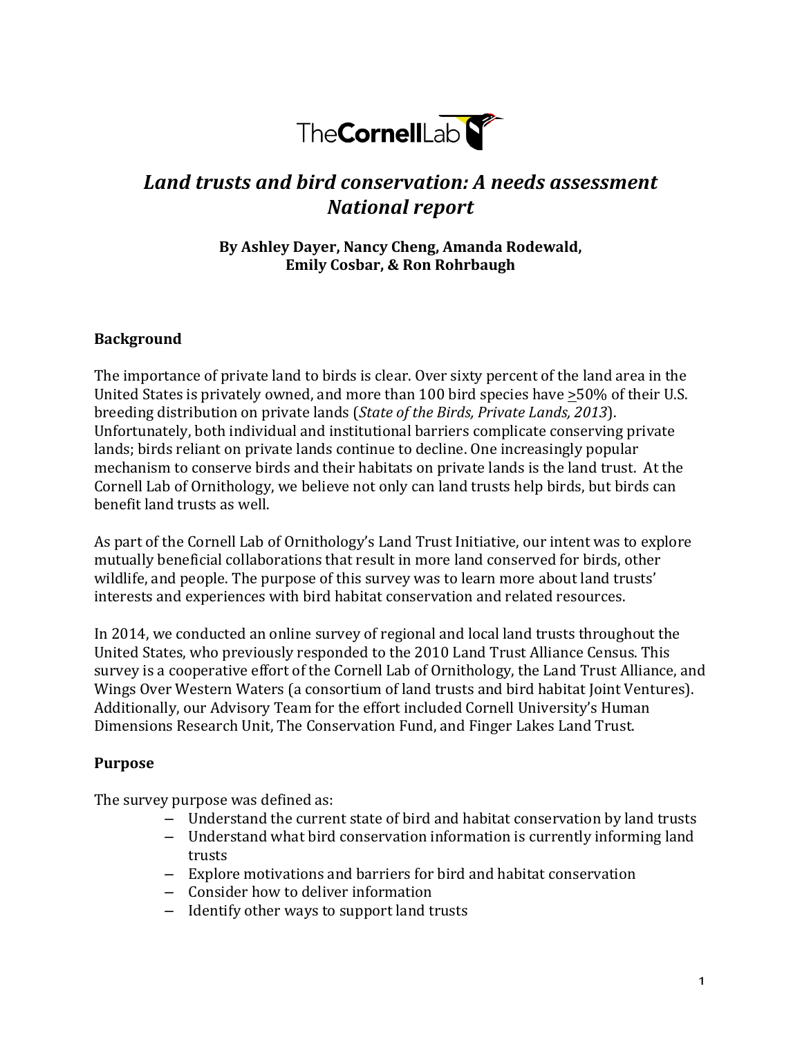TheCornellLab

# *Land trusts and bird conservation: A needs assessment National report*

**By Ashley Dayer, Nancy Cheng, Amanda Rodewald, Emily Cosbar, & Ron Rohrbaugh**

## Background

The importance of private land to birds is clear. Over sixty percent of the land area in the United States is privately owned, and more than 100 bird species have $\geq$50% of their U.S. breeding distribution on private lands (*State of the Birds, Private Lands, 2013*). Unfortunately, both individual and institutional barriers complicate conserving private lands; birds reliant on private lands continue to decline. One increasingly popular mechanism to conserve birds and their habitats on private lands is the land trust. At the Cornell Lab of Ornithology, we believe not only can land trusts help birds, but birds can benefit land trusts as well.

As part of the Cornell Lab of Ornithology's Land Trust Initiative, our intent was to explore mutually beneficial collaborations that result in more land conserved for birds, other wildlife, and people. The purpose of this survey was to learn more about land trusts' interests and experiences with bird habitat conservation and related resources.

In 2014, we conducted an online survey of regional and local land trusts throughout the United States, who previously responded to the 2010 Land Trust Alliance Census. This survey is a cooperative effort of the Cornell Lab of Ornithology, the Land Trust Alliance, and Wings Over Western Waters (a consortium of land trusts and bird habitat Joint Ventures). Additionally, our Advisory Team for the effort included Cornell University's Human Dimensions Research Unit, The Conservation Fund, and Finger Lakes Land Trust.

## Purpose

The survey purpose was defined as:

- Understand the current state of bird and habitat conservation by land trusts
- Understand what bird conservation information is currently informing land trusts
- Explore motivations and barriers for bird and habitat conservation
- Consider how to deliver information
- Identify other ways to support land trusts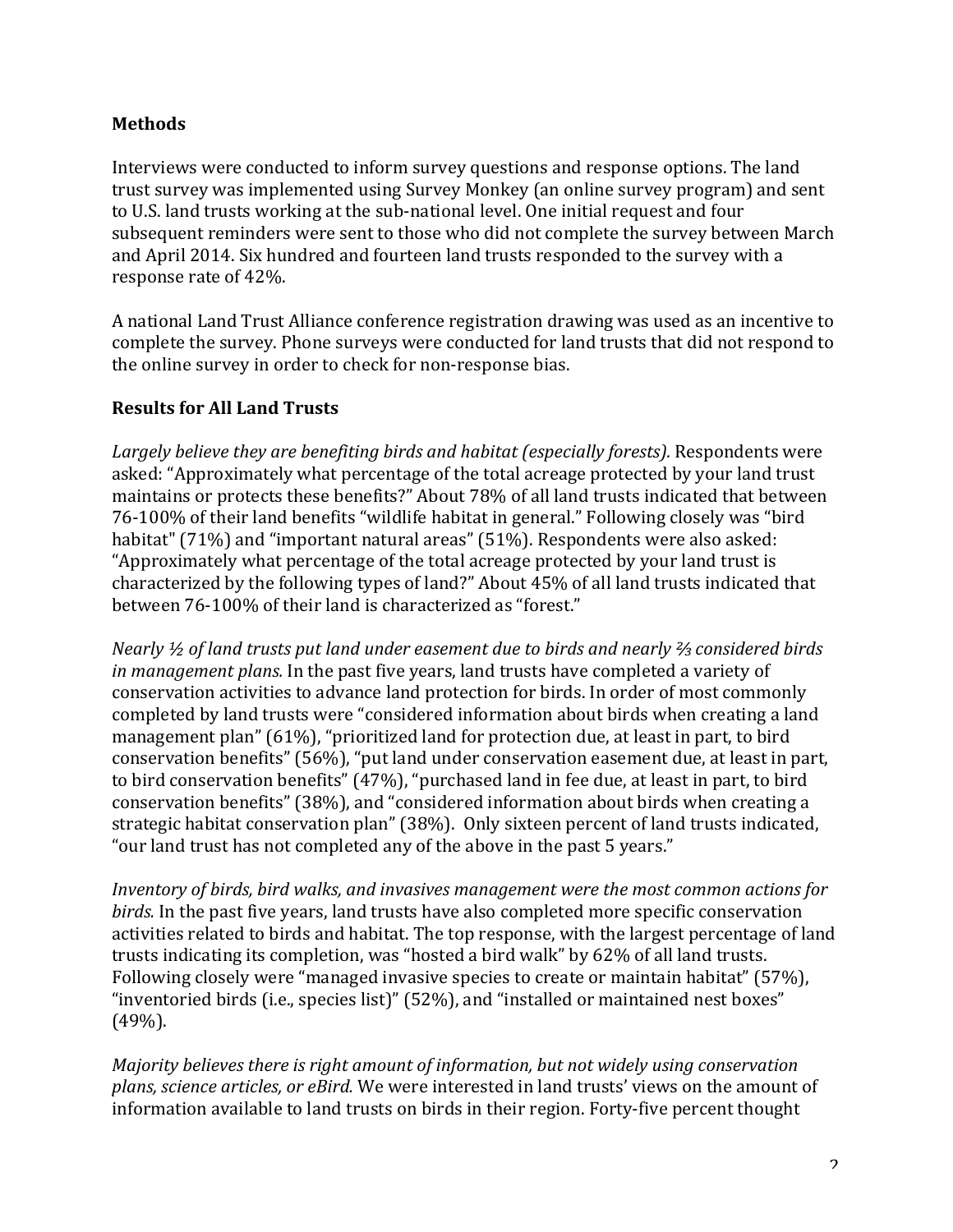## Methods

Interviews were conducted to inform survey questions and response options. The land trust survey was implemented using Survey Monkey (an online survey program) and sent to U.S. land trusts working at the sub-national level. One initial request and four subsequent reminders were sent to those who did not complete the survey between March and April 2014. Six hundred and fourteen land trusts responded to the survey with a response rate of 42%.

A national Land Trust Alliance conference registration drawing was used as an incentive to complete the survey. Phone surveys were conducted for land trusts that did not respond to the online survey in order to check for non-response bias.

## Results for All Land Trusts

*Largely believe they are benefiting birds and habitat (especially forests).* Respondents were asked: "Approximately what percentage of the total acreage protected by your land trust maintains or protects these benefits?" About 78% of all land trusts indicated that between 76-100% of their land benefits "wildlife habitat in general." Following closely was "bird habitat" (71%) and "important natural areas" (51%). Respondents were also asked: "Approximately what percentage of the total acreage protected by your land trust is characterized by the following types of land?" About 45% of all land trusts indicated that between 76-100% of their land is characterized as "forest."

*Nearly ½ of land trusts put land under easement due to birds and nearly ⅔ considered birds in management plans.* In the past five years, land trusts have completed a variety of conservation activities to advance land protection for birds. In order of most commonly completed by land trusts were "considered information about birds when creating a land management plan" (61%), "prioritized land for protection due, at least in part, to bird conservation benefits" (56%), "put land under conservation easement due, at least in part, to bird conservation benefits" (47%), "purchased land in fee due, at least in part, to bird conservation benefits" (38%), and "considered information about birds when creating a strategic habitat conservation plan" (38%). Only sixteen percent of land trusts indicated, "our land trust has not completed any of the above in the past 5 years."

*Inventory of birds, bird walks, and invasives management were the most common actions for birds.* In the past five years, land trusts have also completed more specific conservation activities related to birds and habitat. The top response, with the largest percentage of land trusts indicating its completion, was "hosted a bird walk" by 62% of all land trusts. Following closely were "managed invasive species to create or maintain habitat" (57%), "inventoried birds (i.e., species list)" (52%), and "installed or maintained nest boxes" (49%).

*Majority believes there is right amount of information, but not widely using conservation plans, science articles, or eBird.* We were interested in land trusts' views on the amount of information available to land trusts on birds in their region. Forty-five percent thought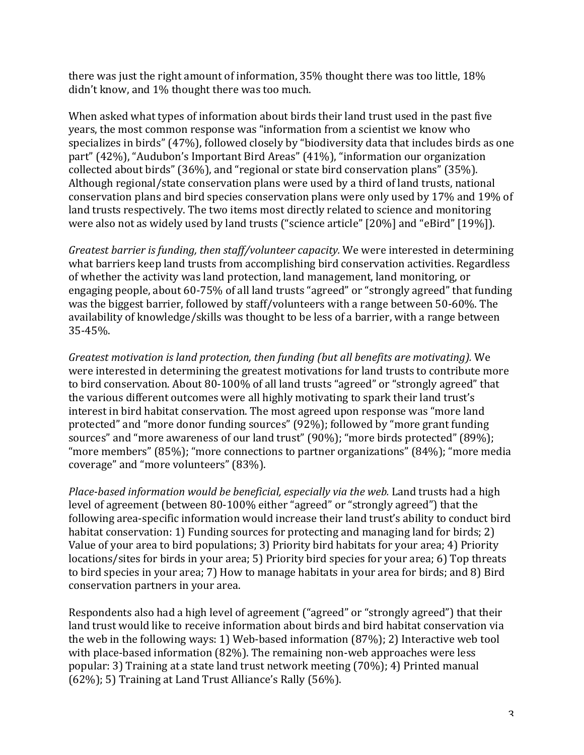there was just the right amount of information, 35% thought there was too little, 18% didn't know, and 1% thought there was too much.

When asked what types of information about birds their land trust used in the past five years, the most common response was "information from a scientist we know who specializes in birds" (47%), followed closely by "biodiversity data that includes birds as one part" (42%), "Audubon's Important Bird Areas" (41%), "information our organization collected about birds" (36%), and "regional or state bird conservation plans" (35%). Although regional/state conservation plans were used by a third of land trusts, national conservation plans and bird species conservation plans were only used by 17% and 19% of land trusts respectively. The two items most directly related to science and monitoring were also not as widely used by land trusts ("science article" [20%] and "eBird" [19%]).

*Greatest barrier is funding, then staff/volunteer capacity.* We were interested in determining what barriers keep land trusts from accomplishing bird conservation activities. Regardless of whether the activity was land protection, land management, land monitoring, or engaging people, about 60-75% of all land trusts "agreed" or "strongly agreed" that funding was the biggest barrier, followed by staff/volunteers with a range between 50-60%. The availability of knowledge/skills was thought to be less of a barrier, with a range between 35-45%.

*Greatest motivation is land protection, then funding (but all benefits are motivating).* We were interested in determining the greatest motivations for land trusts to contribute more to bird conservation. About 80-100% of all land trusts "agreed" or "strongly agreed" that the various different outcomes were all highly motivating to spark their land trust's interest in bird habitat conservation. The most agreed upon response was "more land protected" and "more donor funding sources" (92%); followed by "more grant funding sources" and "more awareness of our land trust" (90%); "more birds protected" (89%); "more members" (85%); "more connections to partner organizations" (84%); "more media coverage" and "more volunteers" (83%).

*Place-based information would be beneficial, especially via the web.* Land trusts had a high level of agreement (between 80-100% either "agreed" or "strongly agreed") that the following area-specific information would increase their land trust's ability to conduct bird habitat conservation: 1) Funding sources for protecting and managing land for birds; 2) Value of your area to bird populations; 3) Priority bird habitats for your area; 4) Priority locations/sites for birds in your area; 5) Priority bird species for your area; 6) Top threats to bird species in your area; 7) How to manage habitats in your area for birds; and 8) Bird conservation partners in your area.

Respondents also had a high level of agreement ("agreed" or "strongly agreed") that their land trust would like to receive information about birds and bird habitat conservation via the web in the following ways: 1) Web-based information (87%); 2) Interactive web tool with place-based information (82%). The remaining non-web approaches were less popular: 3) Training at a state land trust network meeting (70%); 4) Printed manual (62%); 5) Training at Land Trust Alliance's Rally (56%).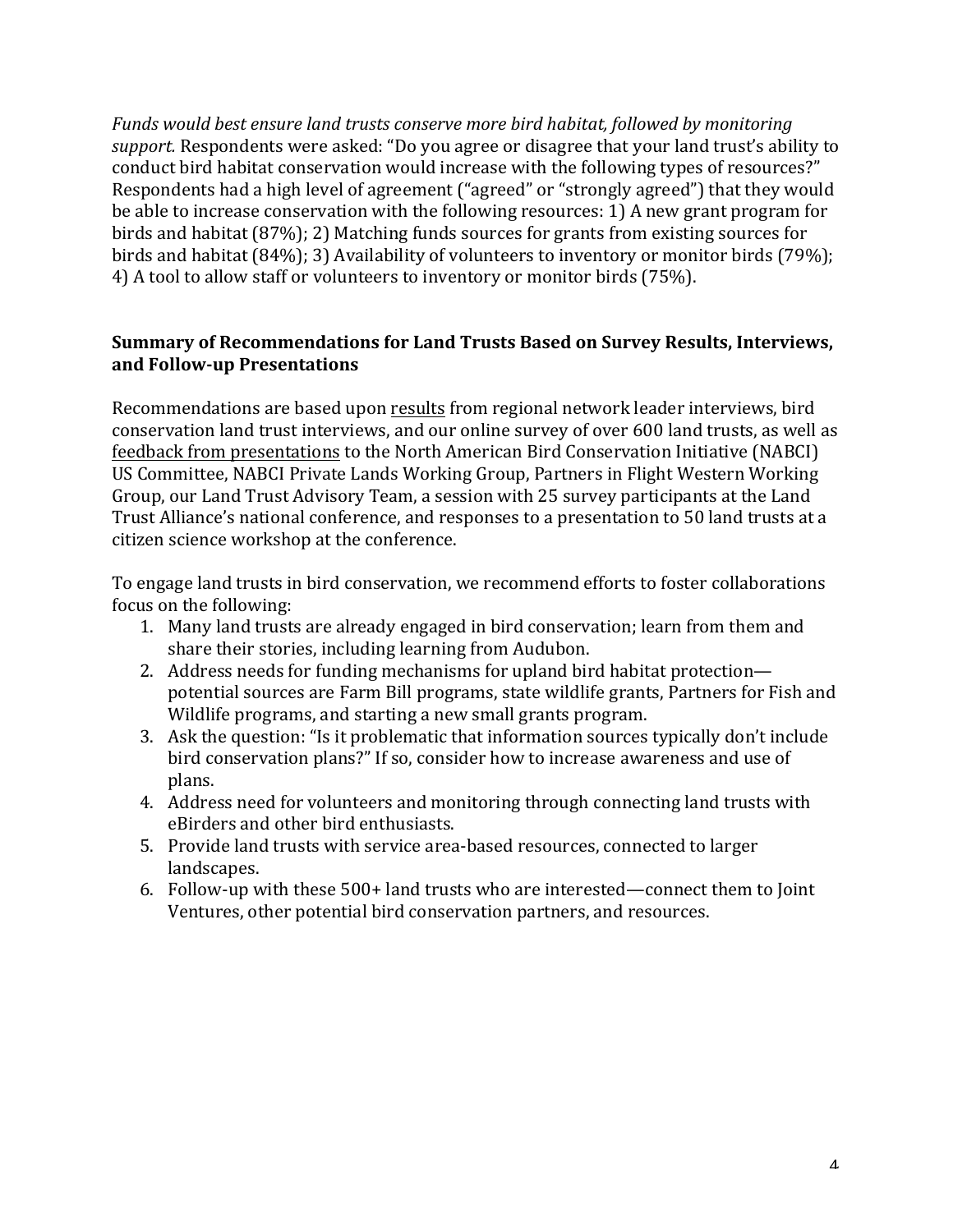*Funds would best ensure land trusts conserve more bird habitat, followed by monitoring support.* Respondents were asked: "Do you agree or disagree that your land trust's ability to conduct bird habitat conservation would increase with the following types of resources?" Respondents had a high level of agreement ("agreed" or "strongly agreed") that they would be able to increase conservation with the following resources: 1) A new grant program for birds and habitat (87%); 2) Matching funds sources for grants from existing sources for birds and habitat (84%); 3) Availability of volunteers to inventory or monitor birds (79%); 4) A tool to allow staff or volunteers to inventory or monitor birds (75%).

**Summary of Recommendations for Land Trusts Based on Survey Results, Interviews, and Follow-up Presentations**

Recommendations are based upon results from regional network leader interviews, bird conservation land trust interviews, and our online survey of over 600 land trusts, as well as feedback from presentations to the North American Bird Conservation Initiative (NABCI) US Committee, NABCI Private Lands Working Group, Partners in Flight Western Working Group, our Land Trust Advisory Team, a session with 25 survey participants at the Land Trust Alliance's national conference, and responses to a presentation to 50 land trusts at a citizen science workshop at the conference.

To engage land trusts in bird conservation, we recommend efforts to foster collaborations focus on the following:

1. Many land trusts are already engaged in bird conservation; learn from them and share their stories, including learning from Audubon.
2. Address needs for funding mechanisms for upland bird habitat protection—potential sources are Farm Bill programs, state wildlife grants, Partners for Fish and Wildlife programs, and starting a new small grants program.
3. Ask the question: "Is it problematic that information sources typically don't include bird conservation plans?" If so, consider how to increase awareness and use of plans.
4. Address need for volunteers and monitoring through connecting land trusts with eBirders and other bird enthusiasts.
5. Provide land trusts with service area-based resources, connected to larger landscapes.
6. Follow-up with these 500+ land trusts who are interested—connect them to Joint Ventures, other potential bird conservation partners, and resources.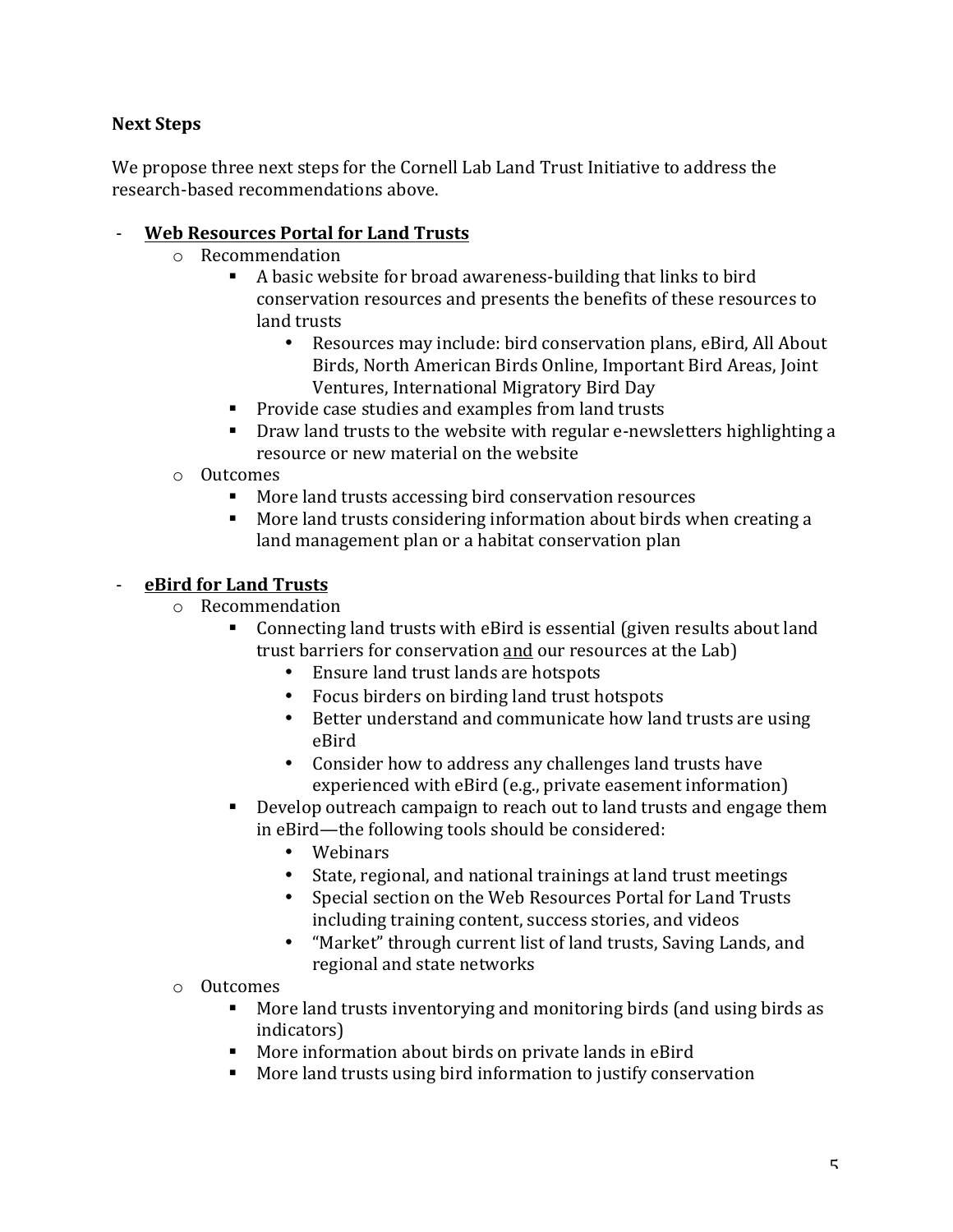**Next Steps**

We propose three next steps for the Cornell Lab Land Trust Initiative to address the research-based recommendations above.

- <u>**Web Resources Portal for Land Trusts**</u>
  - Recommendation
    - A basic website for broad awareness-building that links to bird conservation resources and presents the benefits of these resources to land trusts
      - Resources may include: bird conservation plans, eBird, All About Birds, North American Birds Online, Important Bird Areas, Joint Ventures, International Migratory Bird Day
    - Provide case studies and examples from land trusts
    - Draw land trusts to the website with regular e-newsletters highlighting a resource or new material on the website
  - Outcomes
    - More land trusts accessing bird conservation resources
    - More land trusts considering information about birds when creating a land management plan or a habitat conservation plan

- <u>**eBird for Land Trusts**</u>
  - Recommendation
    - Connecting land trusts with eBird is essential (given results about land trust barriers for conservation <u>and</u> our resources at the Lab)
      - Ensure land trust lands are hotspots
      - Focus birders on birding land trust hotspots
      - Better understand and communicate how land trusts are using eBird
      - Consider how to address any challenges land trusts have experienced with eBird (e.g., private easement information)
    - Develop outreach campaign to reach out to land trusts and engage them in eBird—the following tools should be considered:
      - Webinars
      - State, regional, and national trainings at land trust meetings
      - Special section on the Web Resources Portal for Land Trusts including training content, success stories, and videos
      - "Market" through current list of land trusts, Saving Lands, and regional and state networks
  - Outcomes
    - More land trusts inventorying and monitoring birds (and using birds as indicators)
    - More information about birds on private lands in eBird
    - More land trusts using bird information to justify conservation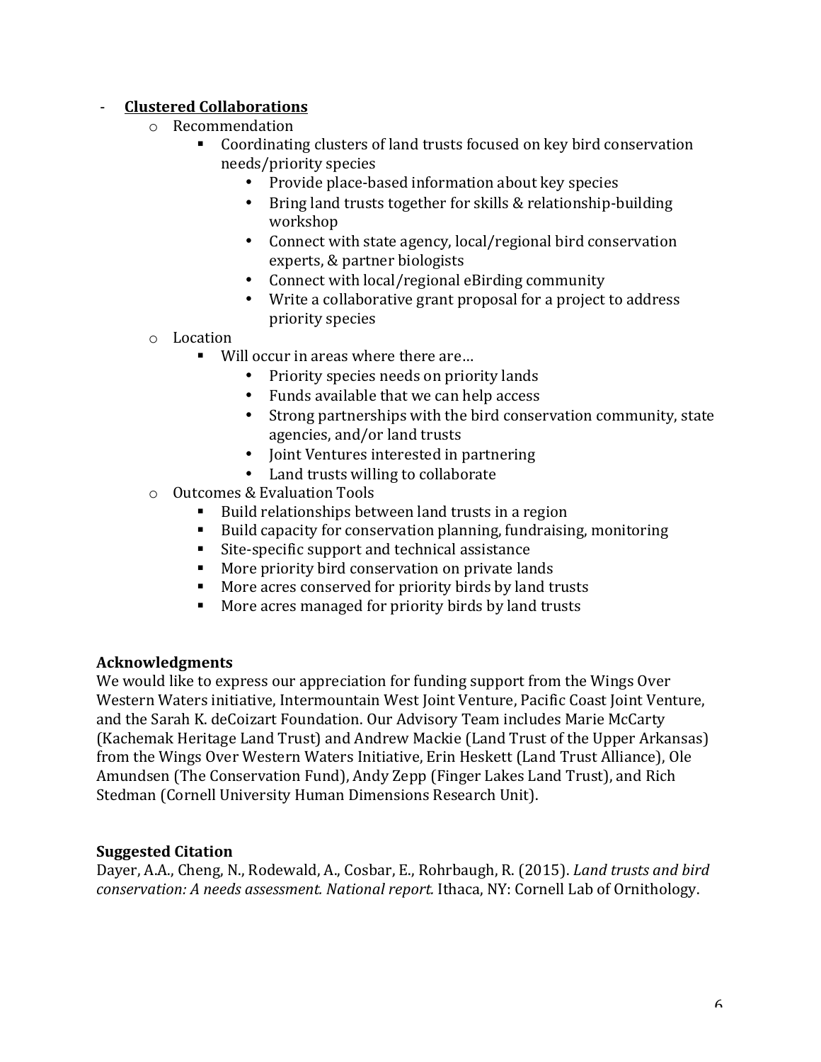- **<u>Clustered Collaborations</u>**
    - Recommendation
        - Coordinating clusters of land trusts focused on key bird conservation needs/priority species
            - Provide place-based information about key species
            - Bring land trusts together for skills & relationship-building workshop
            - Connect with state agency, local/regional bird conservation experts, & partner biologists
            - Connect with local/regional eBirding community
            - Write a collaborative grant proposal for a project to address priority species
    - Location
        - Will occur in areas where there are…
            - Priority species needs on priority lands
            - Funds available that we can help access
            - Strong partnerships with the bird conservation community, state agencies, and/or land trusts
            - Joint Ventures interested in partnering
            - Land trusts willing to collaborate
    - Outcomes & Evaluation Tools
        - Build relationships between land trusts in a region
        - Build capacity for conservation planning, fundraising, monitoring
        - Site-specific support and technical assistance
        - More priority bird conservation on private lands
        - More acres conserved for priority birds by land trusts
        - More acres managed for priority birds by land trusts

**Acknowledgments**

We would like to express our appreciation for funding support from the Wings Over Western Waters initiative, Intermountain West Joint Venture, Pacific Coast Joint Venture, and the Sarah K. deCoizart Foundation. Our Advisory Team includes Marie McCarty (Kachemak Heritage Land Trust) and Andrew Mackie (Land Trust of the Upper Arkansas) from the Wings Over Western Waters Initiative, Erin Heskett (Land Trust Alliance), Ole Amundsen (The Conservation Fund), Andy Zepp (Finger Lakes Land Trust), and Rich Stedman (Cornell University Human Dimensions Research Unit).

**Suggested Citation**

Dayer, A.A., Cheng, N., Rodewald, A., Cosbar, E., Rohrbaugh, R. (2015). *Land trusts and bird conservation: A needs assessment. National report.* Ithaca, NY: Cornell Lab of Ornithology.